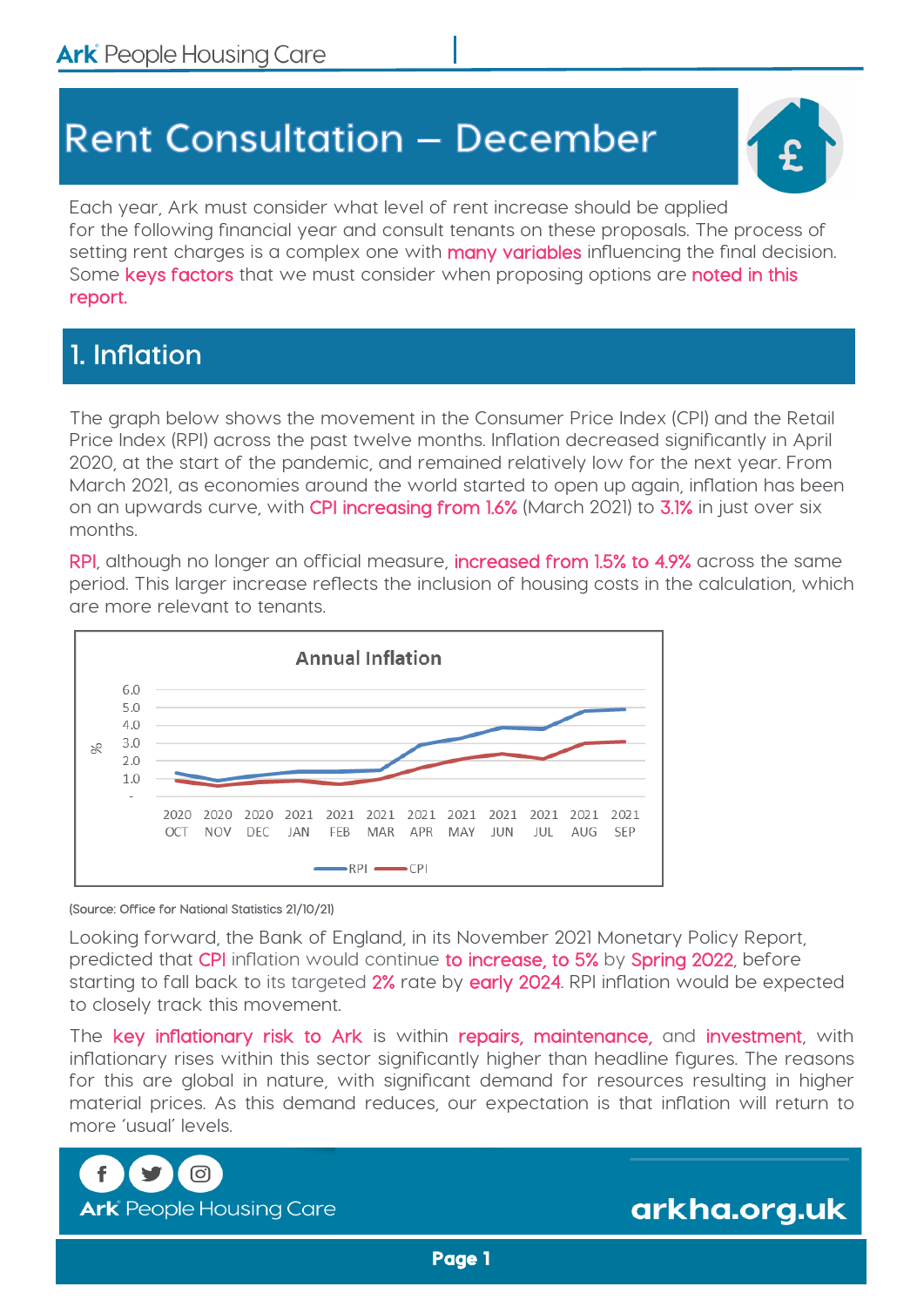# Rent Consultation – December

Each year, Ark must consider what level of rent increase should be applied for the following financial year and consult tenants on these proposals. The process of setting rent charges is a complex one with many variables influencing the final decision. Some keys factors that we must consider when proposing options are noted in this report.

## 1. Inflation

The graph below shows the movement in the Consumer Price Index (CPI) and the Retail Price Index (RPI) across the past twelve months. Inflation decreased significantly in April 2020, at the start of the pandemic, and remained relatively low for the next year. From March 2021, as economies around the world started to open up again, inflation has been on an upwards curve, with CPI increasing from 1.6% (March 2021) to 3.1% in just over six months.

RPI, although no longer an official measure, increased from 1.5% to 4.9% across the same period. This larger increase reflects the inclusion of housing costs in the calculation, which are more relevant to tenants.

**Annual Inflation**

(Line chart, % on vertical axis from – to 6.0; months 2020 OCT to 2021 SEP; series: RPI, CPI)

(Source: Office for National Statistics 21/10/21)

Looking forward, the Bank of England, in its November 2021 Monetary Policy Report, predicted that CPI inflation would continue to increase, to 5% by Spring 2022, before starting to fall back to its targeted 2% rate by early 2024. RPI inflation would be expected to closely track this movement.

The key inflationary risk to Ark is within repairs, maintenance, and investment, with inflationary rises within this sector significantly higher than headline figures. The reasons for this are global in nature, with significant demand for resources resulting in higher material prices. As this demand reduces, our expectation is that inflation will return to more 'usual' levels.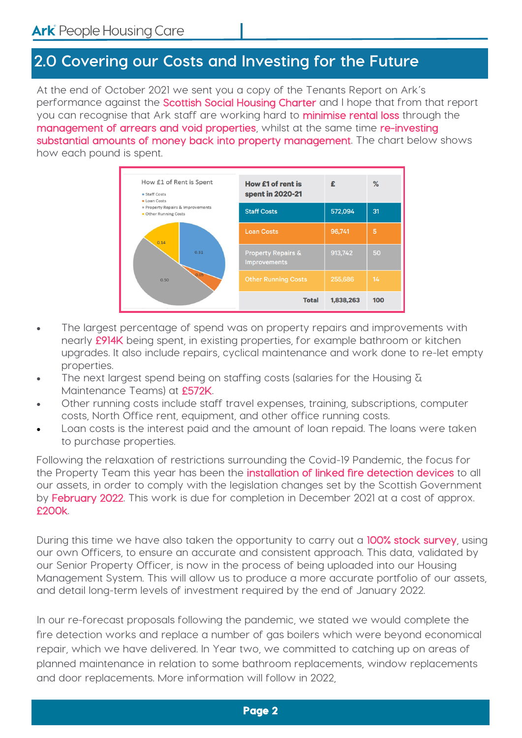## 2.0 Covering our Costs and Investing for the Future

At the end of October 2021 we sent you a copy of the Tenants Report on Ark's performance against the Scottish Social Housing Charter and I hope that from that report you can recognise that Ark staff are working hard to minimise rental loss through the management of arrears and void properties, whilst at the same time re-investing substantial amounts of money back into property management. The chart below shows how each pound is spent.

How £1 of Rent is Spent

- Staff Costs
- Loan Costs
- Property Repairs & Improvements
- Other Running Costs

| How £1 of rent is spent in 2020-21 | £ | % |
|---|---|---|
| Staff Costs | 572,094 | 31 |
| Loan Costs | 96,741 | 5 |
| Property Repairs & Improvements | 913,742 | 50 |
| Other Running Costs | 255,686 | 14 |
| Total | 1,838,263 | 100 |

- The largest percentage of spend was on property repairs and improvements with nearly £914K being spent, in existing properties, for example bathroom or kitchen upgrades. It also include repairs, cyclical maintenance and work done to re-let empty properties.
- The next largest spend being on staffing costs (salaries for the Housing & Maintenance Teams) at £572K.
- Other running costs include staff travel expenses, training, subscriptions, computer costs, North Office rent, equipment, and other office running costs.
- Loan costs is the interest paid and the amount of loan repaid. The loans were taken to purchase properties.

Following the relaxation of restrictions surrounding the Covid-19 Pandemic, the focus for the Property Team this year has been the installation of linked fire detection devices to all our assets, in order to comply with the legislation changes set by the Scottish Government by February 2022. This work is due for completion in December 2021 at a cost of approx. £200k.

During this time we have also taken the opportunity to carry out a 100% stock survey, using our own Officers, to ensure an accurate and consistent approach. This data, validated by our Senior Property Officer, is now in the process of being uploaded into our Housing Management System. This will allow us to produce a more accurate portfolio of our assets, and detail long-term levels of investment required by the end of January 2022.

In our re-forecast proposals following the pandemic, we stated we would complete the fire detection works and replace a number of gas boilers which were beyond economical repair, which we have delivered. In Year two, we committed to catching up on areas of planned maintenance in relation to some bathroom replacements, window replacements and door replacements. More information will follow in 2022,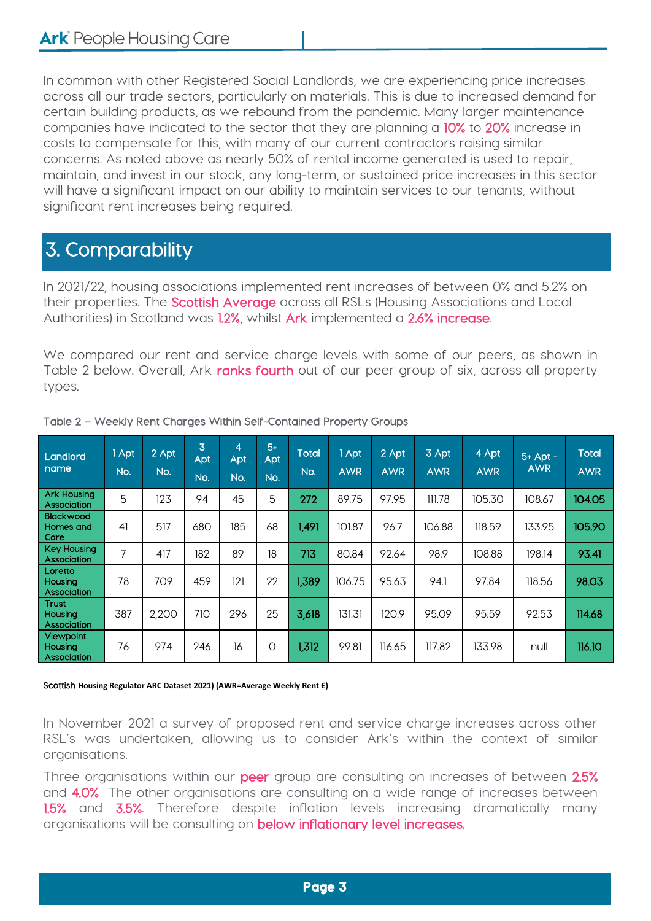In common with other Registered Social Landlords, we are experiencing price increases across all our trade sectors, particularly on materials. This is due to increased demand for certain building products, as we rebound from the pandemic. Many larger maintenance companies have indicated to the sector that they are planning a 10% to 20% increase in costs to compensate for this, with many of our current contractors raising similar concerns. As noted above as nearly 50% of rental income generated is used to repair, maintain, and invest in our stock, any long-term, or sustained price increases in this sector will have a significant impact on our ability to maintain services to our tenants, without significant rent increases being required.

## 3. Comparability

In 2021/22, housing associations implemented rent increases of between 0% and 5.2% on their properties. The Scottish Average across all RSLs (Housing Associations and Local Authorities) in Scotland was 1.2%, whilst Ark implemented a 2.6% increase.

We compared our rent and service charge levels with some of our peers, as shown in Table 2 below. Overall, Ark ranks fourth out of our peer group of six, across all property types.

Table 2 – Weekly Rent Charges Within Self-Contained Property Groups

| Landlord name | 1 Apt No. | 2 Apt No. | 3 Apt No. | 4 Apt No. | 5+ Apt No. | Total No. | 1 Apt AWR | 2 Apt AWR | 3 Apt AWR | 4 Apt AWR | 5+ Apt - AWR | Total AWR |
|---|---|---|---|---|---|---|---|---|---|---|---|---|
| Ark Housing Association | 5 | 123 | 94 | 45 | 5 | 272 | 89.75 | 97.95 | 111.78 | 105.30 | 108.67 | 104.05 |
| Blackwood Homes and Care | 41 | 517 | 680 | 185 | 68 | 1,491 | 101.87 | 96.7 | 106.88 | 118.59 | 133.95 | 105.90 |
| Key Housing Association | 7 | 417 | 182 | 89 | 18 | 713 | 80.84 | 92.64 | 98.9 | 108.88 | 198.14 | 93.41 |
| Loretto Housing Association | 78 | 709 | 459 | 121 | 22 | 1,389 | 106.75 | 95.63 | 94.1 | 97.84 | 118.56 | 98.03 |
| Trust Housing Association | 387 | 2,200 | 710 | 296 | 25 | 3,618 | 131.31 | 120.9 | 95.09 | 95.59 | 92.53 | 114.68 |
| Viewpoint Housing Association | 76 | 974 | 246 | 16 | 0 | 1,312 | 99.81 | 116.65 | 117.82 | 133.98 | null | 116.10 |

Scottish Housing Regulator ARC Dataset 2021) (AWR=Average Weekly Rent £)

In November 2021 a survey of proposed rent and service charge increases across other RSL's was undertaken, allowing us to consider Ark's within the context of similar organisations.

Three organisations within our peer group are consulting on increases of between 2.5% and 4.0% The other organisations are consulting on a wide range of increases between 1.5% and 3.5%. Therefore despite inflation levels increasing dramatically many organisations will be consulting on below inflationary level increases.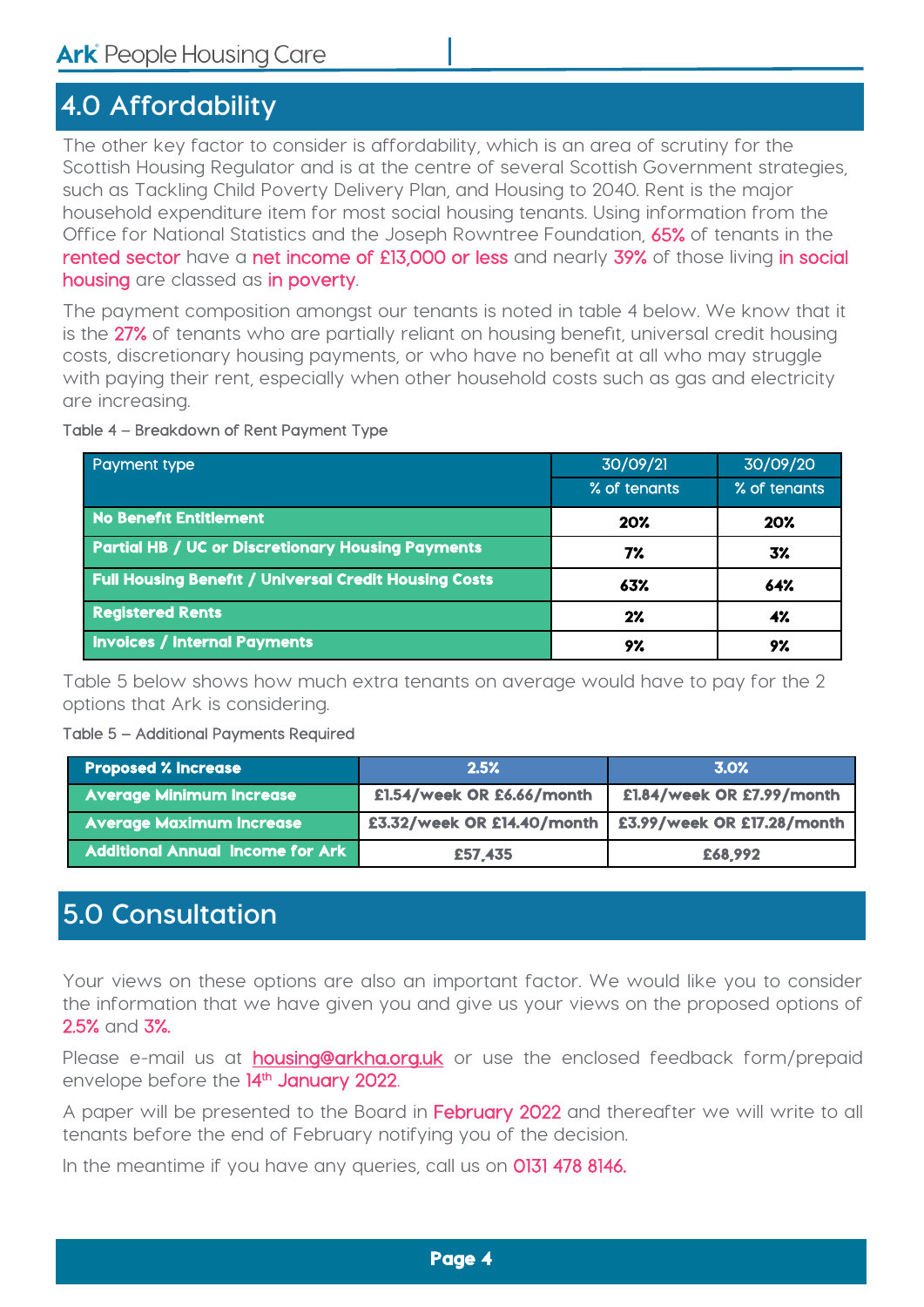## 4.0 Affordability

The other key factor to consider is affordability, which is an area of scrutiny for the Scottish Housing Regulator and is at the centre of several Scottish Government strategies, such as Tackling Child Poverty Delivery Plan, and Housing to 2040. Rent is the major household expenditure item for most social housing tenants. Using information from the Office for National Statistics and the Joseph Rowntree Foundation, 65% of tenants in the rented sector have a net income of £13,000 or less and nearly 39% of those living in social housing are classed as in poverty.

The payment composition amongst our tenants is noted in table 4 below. We know that it is the 27% of tenants who are partially reliant on housing benefit, universal credit housing costs, discretionary housing payments, or who have no benefit at all who may struggle with paying their rent, especially when other household costs such as gas and electricity are increasing.

Table 4 – Breakdown of Rent Payment Type

| Payment type | 30/09/21 | 30/09/20 |
|---|---|---|
| | % of tenants | % of tenants |
| **No Benefit Entitlement** | **20%** | **20%** |
| **Partial HB / UC or Discretionary Housing Payments** | **7%** | **3%** |
| **Full Housing Benefit / Universal Credit Housing Costs** | **63%** | **64%** |
| **Registered Rents** | **2%** | **4%** |
| **Invoices / Internal Payments** | **9%** | **9%** |

Table 5 below shows how much extra tenants on average would have to pay for the 2 options that Ark is considering.

Table 5 – Additional Payments Required

| Proposed % Increase | 2.5% | 3.0% |
|---|---|---|
| **Average Minimum Increase** | **£1.54/week OR £6.66/month** | **£1.84/week OR £7.99/month** |
| **Average Maximum Increase** | **£3.32/week OR £14.40/month** | **£3.99/week OR £17.28/month** |
| **Additional Annual Income for Ark** | **£57,435** | **£68,992** |

## 5.0 Consultation

Your views on these options are also an important factor. We would like you to consider the information that we have given you and give us your views on the proposed options of 2.5% and 3%.

Please e-mail us at housing@arkha.org.uk or use the enclosed feedback form/prepaid envelope before the 14th January 2022.

A paper will be presented to the Board in February 2022 and thereafter we will write to all tenants before the end of February notifying you of the decision.

In the meantime if you have any queries, call us on 0131 478 8146.